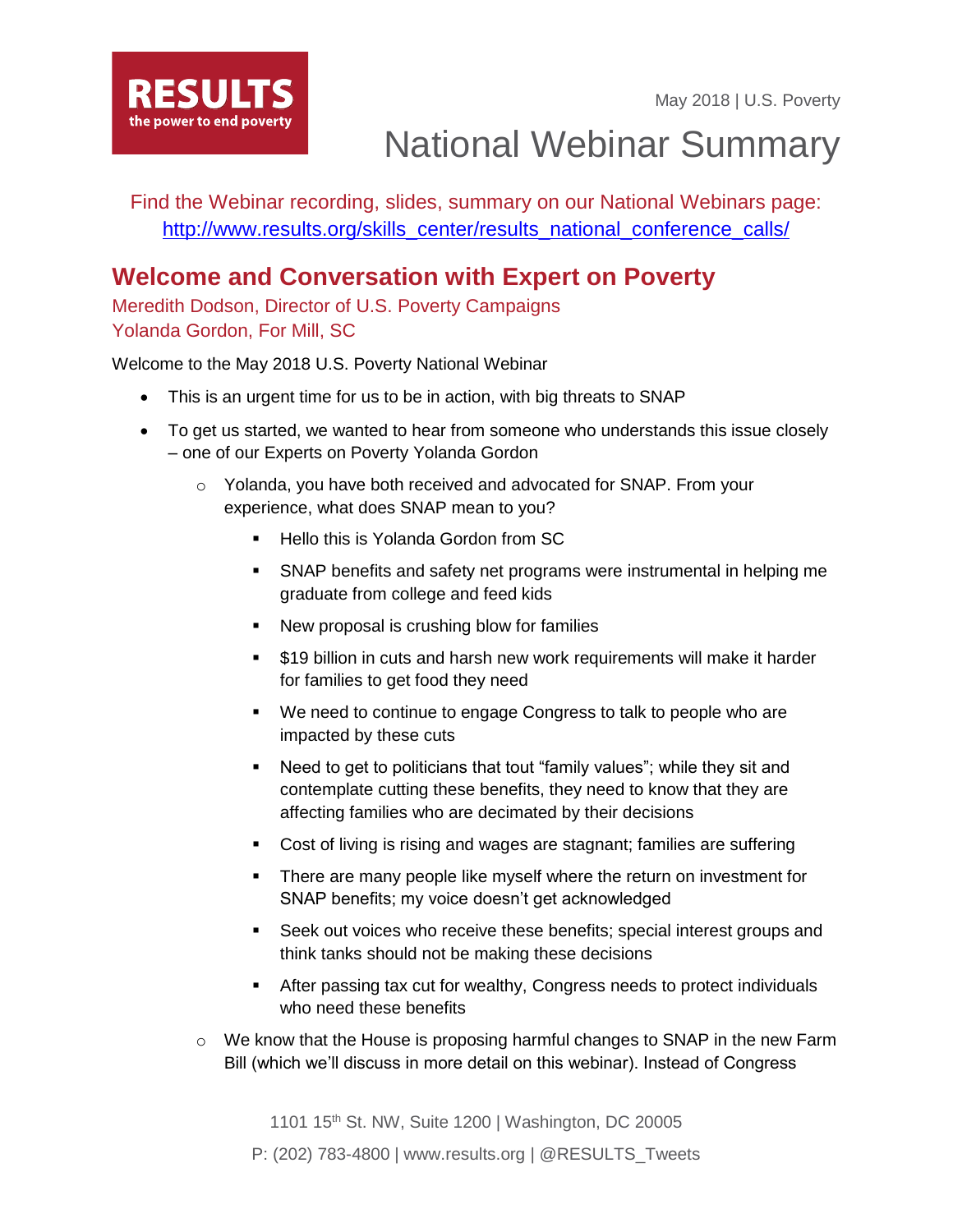RESULTS
the power to end poverty

May 2018 | U.S. Poverty

# National Webinar Summary

Find the Webinar recording, slides, summary on our National Webinars page: [http://www.results.org/skills_center/results_national_conference_calls/](http://www.results.org/skills_center/results_national_conference_calls/)

## Welcome and Conversation with Expert on Poverty

Meredith Dodson, Director of U.S. Poverty Campaigns
Yolanda Gordon, For Mill, SC

Welcome to the May 2018 U.S. Poverty National Webinar

- This is an urgent time for us to be in action, with big threats to SNAP
- To get us started, we wanted to hear from someone who understands this issue closely – one of our Experts on Poverty Yolanda Gordon
    - Yolanda, you have both received and advocated for SNAP. From your experience, what does SNAP mean to you?
        - Hello this is Yolanda Gordon from SC
        - SNAP benefits and safety net programs were instrumental in helping me graduate from college and feed kids
        - New proposal is crushing blow for families
        - $19 billion in cuts and harsh new work requirements will make it harder for families to get food they need
        - We need to continue to engage Congress to talk to people who are impacted by these cuts
        - Need to get to politicians that tout "family values"; while they sit and contemplate cutting these benefits, they need to know that they are affecting families who are decimated by their decisions
        - Cost of living is rising and wages are stagnant; families are suffering
        - There are many people like myself where the return on investment for SNAP benefits; my voice doesn't get acknowledged
        - Seek out voices who receive these benefits; special interest groups and think tanks should not be making these decisions
        - After passing tax cut for wealthy, Congress needs to protect individuals who need these benefits
    - We know that the House is proposing harmful changes to SNAP in the new Farm Bill (which we'll discuss in more detail on this webinar). Instead of Congress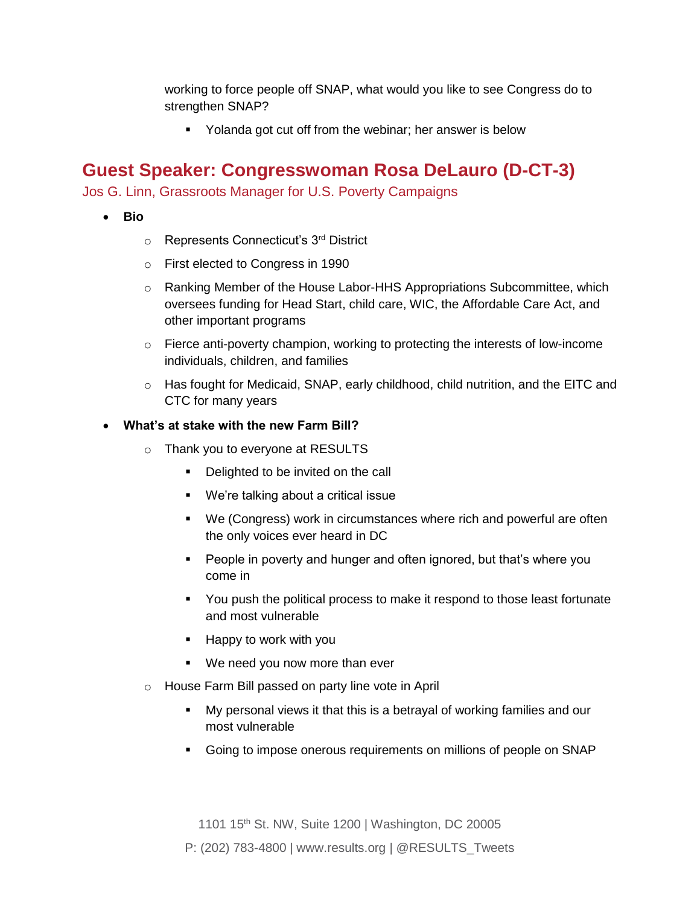working to force people off SNAP, what would you like to see Congress do to strengthen SNAP?

- Yolanda got cut off from the webinar; her answer is below

## Guest Speaker: Congresswoman Rosa DeLauro (D-CT-3)

Jos G. Linn, Grassroots Manager for U.S. Poverty Campaigns

- **Bio**
  - Represents Connecticut's 3rd District
  - First elected to Congress in 1990
  - Ranking Member of the House Labor-HHS Appropriations Subcommittee, which oversees funding for Head Start, child care, WIC, the Affordable Care Act, and other important programs
  - Fierce anti-poverty champion, working to protecting the interests of low-income individuals, children, and families
  - Has fought for Medicaid, SNAP, early childhood, child nutrition, and the EITC and CTC for many years
- **What's at stake with the new Farm Bill?**
  - Thank you to everyone at RESULTS
    - Delighted to be invited on the call
    - We're talking about a critical issue
    - We (Congress) work in circumstances where rich and powerful are often the only voices ever heard in DC
    - People in poverty and hunger and often ignored, but that's where you come in
    - You push the political process to make it respond to those least fortunate and most vulnerable
    - Happy to work with you
    - We need you now more than ever
  - House Farm Bill passed on party line vote in April
    - My personal views it that this is a betrayal of working families and our most vulnerable
    - Going to impose onerous requirements on millions of people on SNAP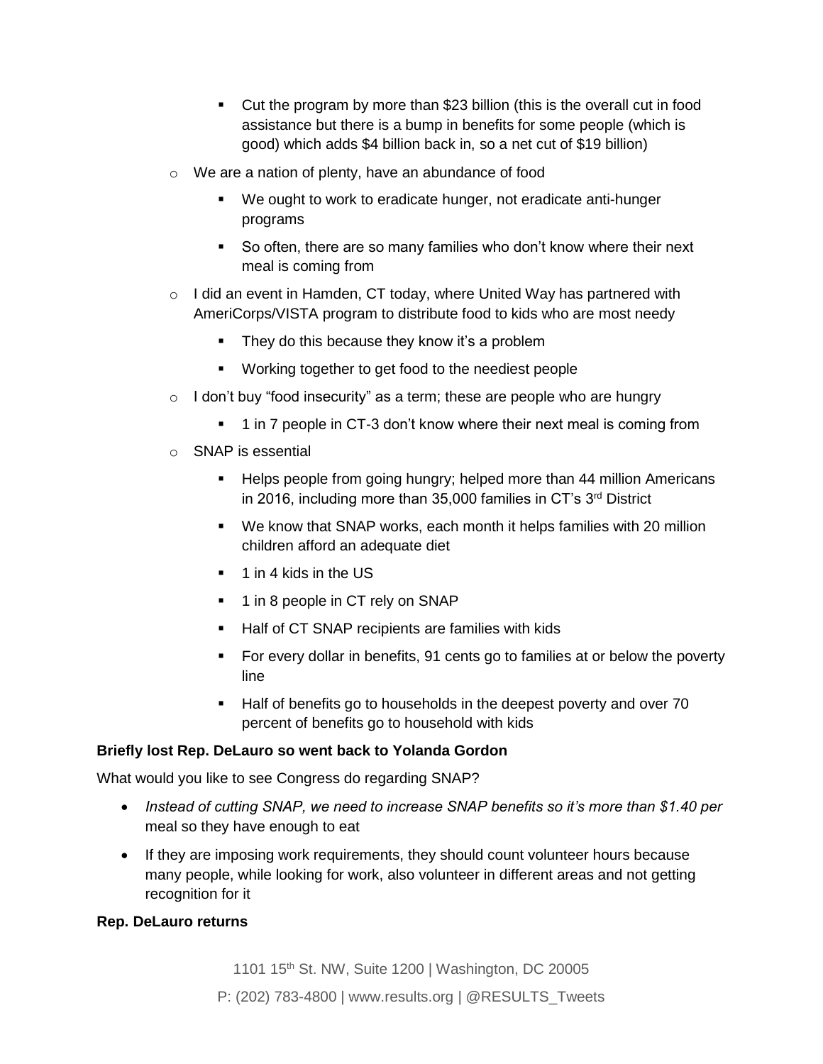- Cut the program by more than $23 billion (this is the overall cut in food assistance but there is a bump in benefits for some people (which is good) which adds $4 billion back in, so a net cut of $19 billion)
    - We are a nation of plenty, have an abundance of food
        - We ought to work to eradicate hunger, not eradicate anti-hunger programs
        - So often, there are so many families who don't know where their next meal is coming from
    - I did an event in Hamden, CT today, where United Way has partnered with AmeriCorps/VISTA program to distribute food to kids who are most needy
        - They do this because they know it's a problem
        - Working together to get food to the neediest people
    - I don't buy "food insecurity" as a term; these are people who are hungry
        - 1 in 7 people in CT-3 don't know where their next meal is coming from
    - SNAP is essential
        - Helps people from going hungry; helped more than 44 million Americans in 2016, including more than 35,000 families in CT's 3rd District
        - We know that SNAP works, each month it helps families with 20 million children afford an adequate diet
        - 1 in 4 kids in the US
        - 1 in 8 people in CT rely on SNAP
        - Half of CT SNAP recipients are families with kids
        - For every dollar in benefits, 91 cents go to families at or below the poverty line
        - Half of benefits go to households in the deepest poverty and over 70 percent of benefits go to household with kids

**Briefly lost Rep. DeLauro so went back to Yolanda Gordon**

What would you like to see Congress do regarding SNAP?

- *Instead of cutting SNAP, we need to increase SNAP benefits so it's more than $1.40 per* meal so they have enough to eat
- If they are imposing work requirements, they should count volunteer hours because many people, while looking for work, also volunteer in different areas and not getting recognition for it

**Rep. DeLauro returns**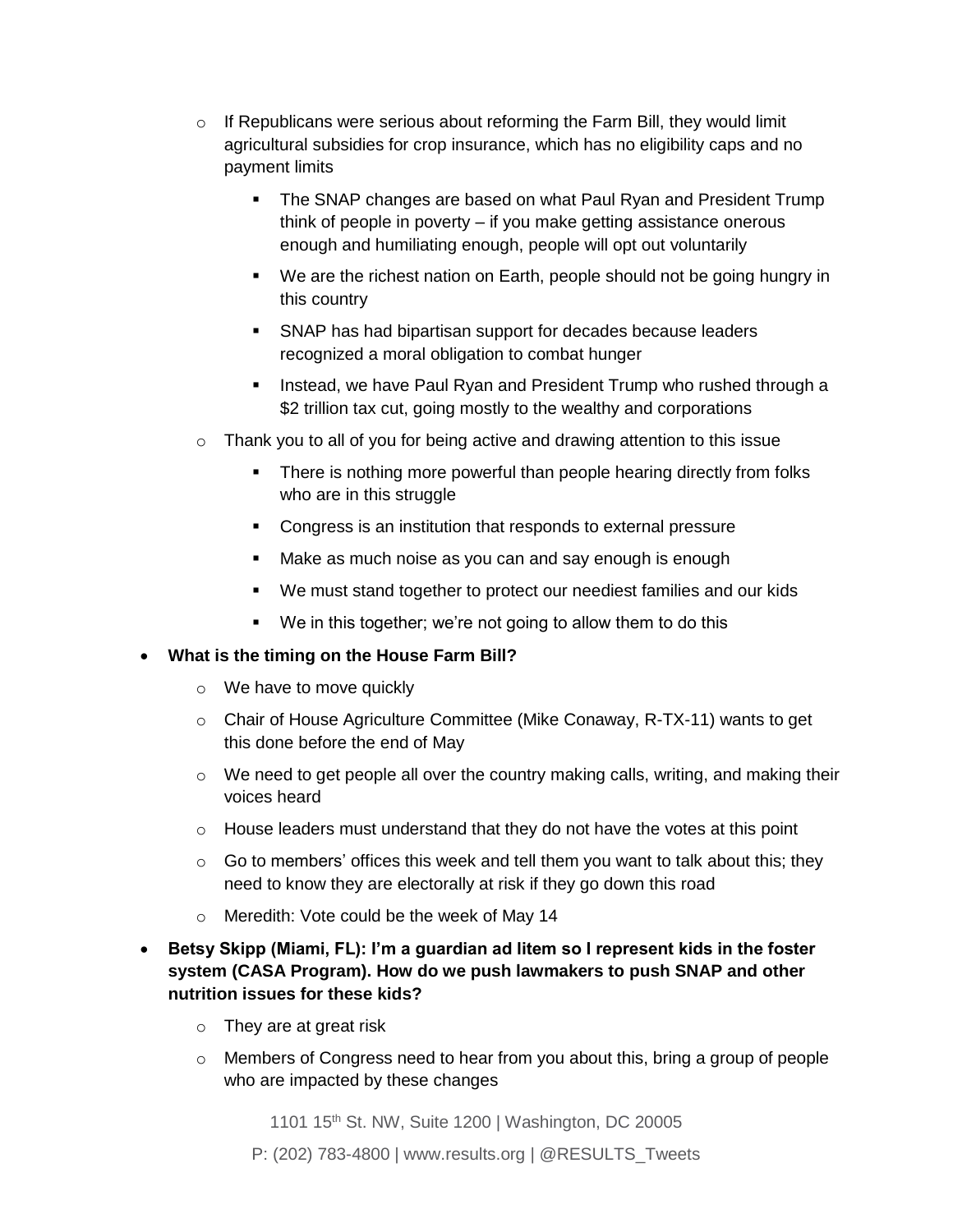- If Republicans were serious about reforming the Farm Bill, they would limit agricultural subsidies for crop insurance, which has no eligibility caps and no payment limits
    - The SNAP changes are based on what Paul Ryan and President Trump think of people in poverty – if you make getting assistance onerous enough and humiliating enough, people will opt out voluntarily
    - We are the richest nation on Earth, people should not be going hungry in this country
    - SNAP has had bipartisan support for decades because leaders recognized a moral obligation to combat hunger
    - Instead, we have Paul Ryan and President Trump who rushed through a $2 trillion tax cut, going mostly to the wealthy and corporations
  - Thank you to all of you for being active and drawing attention to this issue
    - There is nothing more powerful than people hearing directly from folks who are in this struggle
    - Congress is an institution that responds to external pressure
    - Make as much noise as you can and say enough is enough
    - We must stand together to protect our neediest families and our kids
    - We in this together; we're not going to allow them to do this
- **What is the timing on the House Farm Bill?**
  - We have to move quickly
  - Chair of House Agriculture Committee (Mike Conaway, R-TX-11) wants to get this done before the end of May
  - We need to get people all over the country making calls, writing, and making their voices heard
  - House leaders must understand that they do not have the votes at this point
  - Go to members' offices this week and tell them you want to talk about this; they need to know they are electorally at risk if they go down this road
  - Meredith: Vote could be the week of May 14
- **Betsy Skipp (Miami, FL): I'm a guardian ad litem so I represent kids in the foster system (CASA Program). How do we push lawmakers to push SNAP and other nutrition issues for these kids?**
  - They are at great risk
  - Members of Congress need to hear from you about this, bring a group of people who are impacted by these changes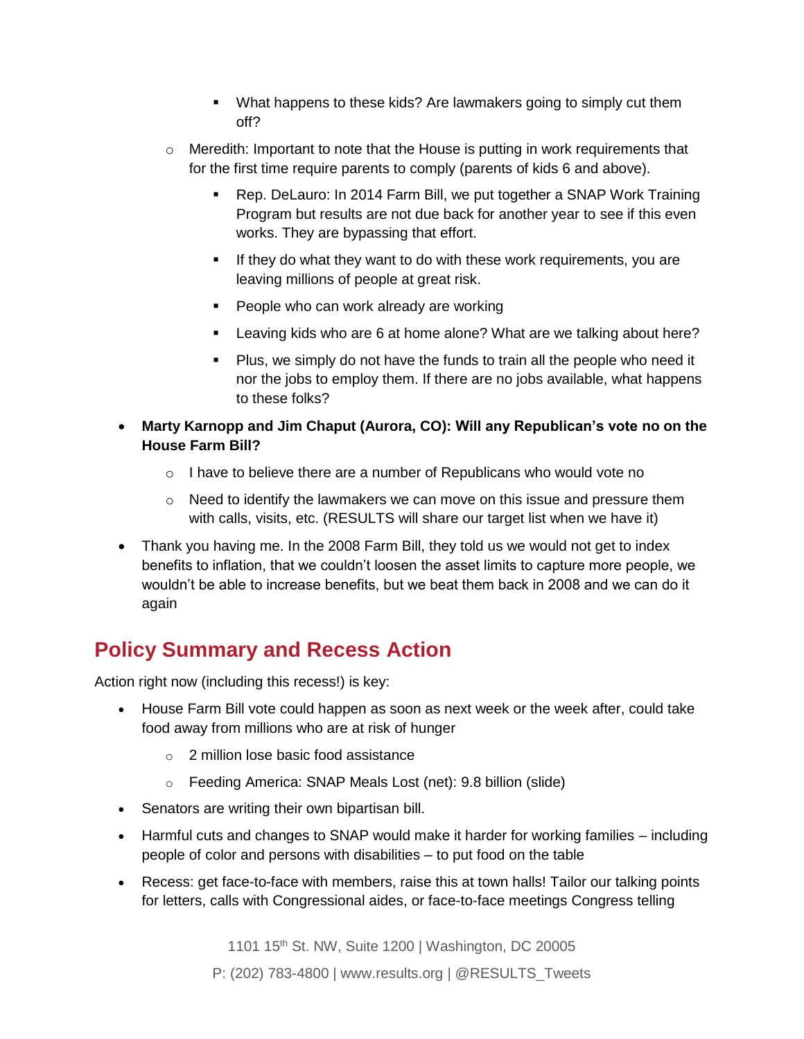- What happens to these kids? Are lawmakers going to simply cut them off?
    - Meredith: Important to note that the House is putting in work requirements that for the first time require parents to comply (parents of kids 6 and above).
        - Rep. DeLauro: In 2014 Farm Bill, we put together a SNAP Work Training Program but results are not due back for another year to see if this even works. They are bypassing that effort.
        - If they do what they want to do with these work requirements, you are leaving millions of people at great risk.
        - People who can work already are working
        - Leaving kids who are 6 at home alone? What are we talking about here?
        - Plus, we simply do not have the funds to train all the people who need it nor the jobs to employ them. If there are no jobs available, what happens to these folks?
- **Marty Karnopp and Jim Chaput (Aurora, CO): Will any Republican's vote no on the House Farm Bill?**
    - I have to believe there are a number of Republicans who would vote no
    - Need to identify the lawmakers we can move on this issue and pressure them with calls, visits, etc. (RESULTS will share our target list when we have it)
- Thank you having me. In the 2008 Farm Bill, they told us we would not get to index benefits to inflation, that we couldn't loosen the asset limits to capture more people, we wouldn't be able to increase benefits, but we beat them back in 2008 and we can do it again

## Policy Summary and Recess Action

Action right now (including this recess!) is key:

- House Farm Bill vote could happen as soon as next week or the week after, could take food away from millions who are at risk of hunger
    - 2 million lose basic food assistance
    - Feeding America: SNAP Meals Lost (net): 9.8 billion (slide)
- Senators are writing their own bipartisan bill.
- Harmful cuts and changes to SNAP would make it harder for working families – including people of color and persons with disabilities – to put food on the table
- Recess: get face-to-face with members, raise this at town halls! Tailor our talking points for letters, calls with Congressional aides, or face-to-face meetings Congress telling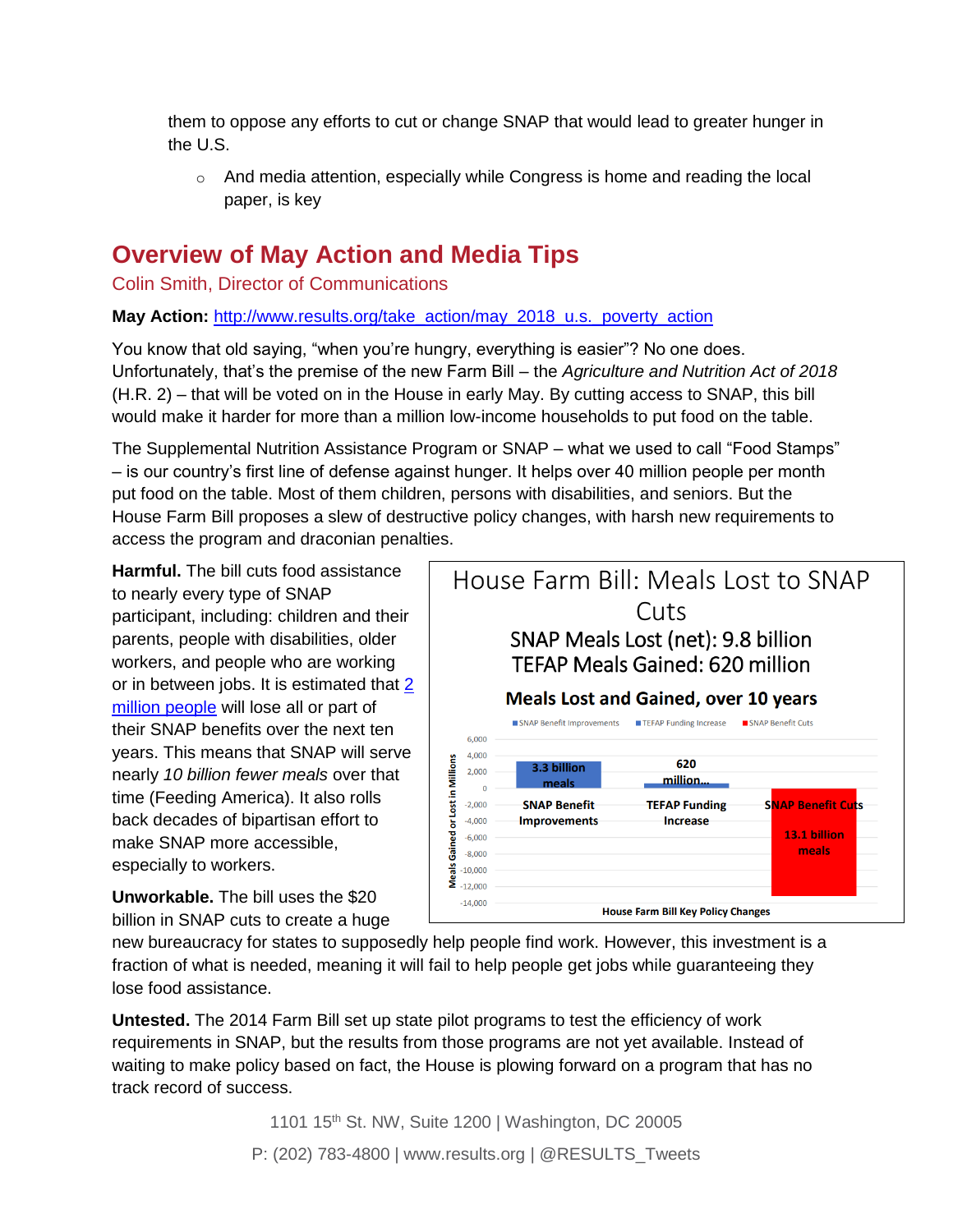them to oppose any efforts to cut or change SNAP that would lead to greater hunger in the U.S.

- And media attention, especially while Congress is home and reading the local paper, is key

## Overview of May Action and Media Tips

Colin Smith, Director of Communications

**May Action:** [http://www.results.org/take_action/may_2018_u.s._poverty_action](http://www.results.org/take_action/may_2018_u.s._poverty_action)

You know that old saying, "when you're hungry, everything is easier"? No one does. Unfortunately, that's the premise of the new Farm Bill – the *Agriculture and Nutrition Act of 2018* (H.R. 2) – that will be voted on in the House in early May. By cutting access to SNAP, this bill would make it harder for more than a million low-income households to put food on the table.

The Supplemental Nutrition Assistance Program or SNAP – what we used to call "Food Stamps" – is our country's first line of defense against hunger. It helps over 40 million people per month put food on the table. Most of them children, persons with disabilities, and seniors. But the House Farm Bill proposes a slew of destructive policy changes, with harsh new requirements to access the program and draconian penalties.

**Harmful.** The bill cuts food assistance to nearly every type of SNAP participant, including: children and their parents, people with disabilities, older workers, and people who are working or in between jobs. It is estimated that [2 million people]() will lose all or part of their SNAP benefits over the next ten years. This means that SNAP will serve nearly *10 billion fewer meals* over that time (Feeding America). It also rolls back decades of bipartisan effort to make SNAP more accessible, especially to workers.

House Farm Bill: Meals Lost to SNAP Cuts

SNAP Meals Lost (net): 9.8 billion
TEFAP Meals Gained: 620 million

**Meals Lost and Gained, over 10 years**

| House Farm Bill Key Policy Changes | Meals Gained or Lost in Millions |
|---|---|
| SNAP Benefit Improvements | 3.3 billion meals |
| TEFAP Funding Increase | 620 million... |
| SNAP Benefit Cuts | 13.1 billion meals |

**Unworkable.** The bill uses the $20 billion in SNAP cuts to create a huge new bureaucracy for states to supposedly help people find work. However, this investment is a fraction of what is needed, meaning it will fail to help people get jobs while guaranteeing they lose food assistance.

**Untested.** The 2014 Farm Bill set up state pilot programs to test the efficiency of work requirements in SNAP, but the results from those programs are not yet available. Instead of waiting to make policy based on fact, the House is plowing forward on a program that has no track record of success.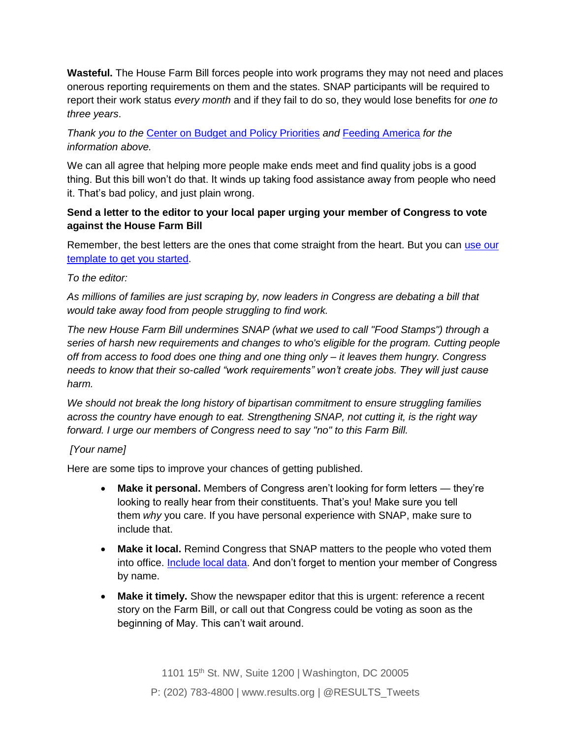**Wasteful.** The House Farm Bill forces people into work programs they may not need and places onerous reporting requirements on them and the states. SNAP participants will be required to report their work status *every month* and if they fail to do so, they would lose benefits for *one to three years*.

*Thank you to the* Center on Budget and Policy Priorities *and* Feeding America *for the information above.*

We can all agree that helping more people make ends meet and find quality jobs is a good thing. But this bill won't do that. It winds up taking food assistance away from people who need it. That's bad policy, and just plain wrong.

**Send a letter to the editor to your local paper urging your member of Congress to vote against the House Farm Bill**

Remember, the best letters are the ones that come straight from the heart. But you can use our template to get you started.

*To the editor:*

*As millions of families are just scraping by, now leaders in Congress are debating a bill that would take away food from people struggling to find work.*

*The new House Farm Bill undermines SNAP (what we used to call "Food Stamps") through a series of harsh new requirements and changes to who's eligible for the program. Cutting people off from access to food does one thing and one thing only – it leaves them hungry. Congress needs to know that their so-called "work requirements" won't create jobs. They will just cause harm.*

*We should not break the long history of bipartisan commitment to ensure struggling families across the country have enough to eat. Strengthening SNAP, not cutting it, is the right way forward. I urge our members of Congress need to say "no" to this Farm Bill.*

*[Your name]*

Here are some tips to improve your chances of getting published.

- **Make it personal.** Members of Congress aren't looking for form letters — they're looking to really hear from their constituents. That's you! Make sure you tell them *why* you care. If you have personal experience with SNAP, make sure to include that.
- **Make it local.** Remind Congress that SNAP matters to the people who voted them into office. Include local data. And don't forget to mention your member of Congress by name.
- **Make it timely.** Show the newspaper editor that this is urgent: reference a recent story on the Farm Bill, or call out that Congress could be voting as soon as the beginning of May. This can't wait around.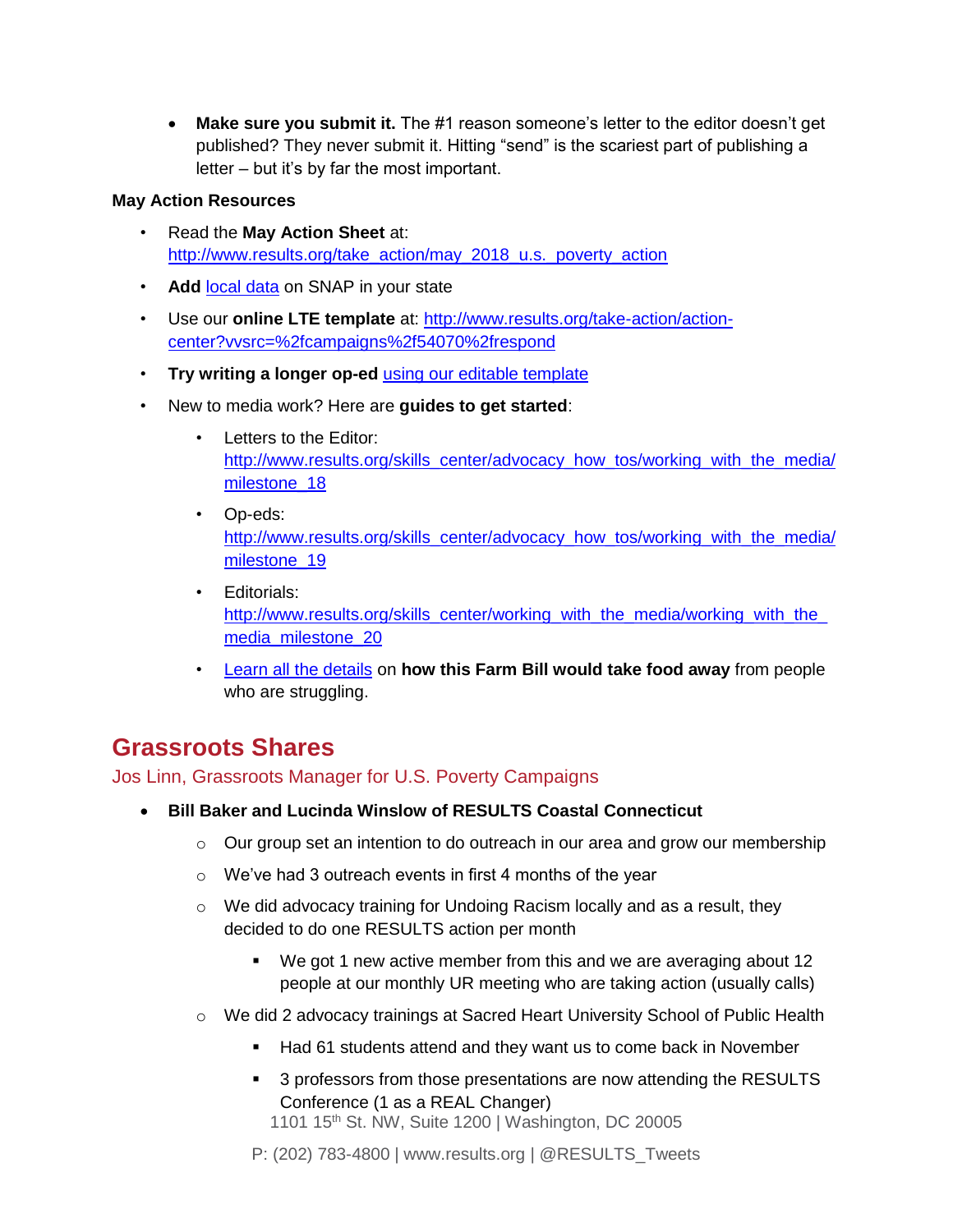- **Make sure you submit it.** The #1 reason someone's letter to the editor doesn't get published? They never submit it. Hitting "send" is the scariest part of publishing a letter – but it's by far the most important.

**May Action Resources**

- Read the **May Action Sheet** at: http://www.results.org/take_action/may_2018_u.s._poverty_action
- **Add** local data on SNAP in your state
- Use our **online LTE template** at: http://www.results.org/take-action/action-center?vvsrc=%2fcampaigns%2f54070%2frespond
- **Try writing a longer op-ed** using our editable template
- New to media work? Here are **guides to get started**:
  - Letters to the Editor: http://www.results.org/skills_center/advocacy_how_tos/working_with_the_media/milestone_18
  - Op-eds: http://www.results.org/skills_center/advocacy_how_tos/working_with_the_media/milestone_19
  - Editorials: http://www.results.org/skills_center/working_with_the_media/working_with_the_media_milestone_20
  - Learn all the details on **how this Farm Bill would take food away** from people who are struggling.

## Grassroots Shares

Jos Linn, Grassroots Manager for U.S. Poverty Campaigns

- **Bill Baker and Lucinda Winslow of RESULTS Coastal Connecticut**
  - Our group set an intention to do outreach in our area and grow our membership
  - We've had 3 outreach events in first 4 months of the year
  - We did advocacy training for Undoing Racism locally and as a result, they decided to do one RESULTS action per month
    - We got 1 new active member from this and we are averaging about 12 people at our monthly UR meeting who are taking action (usually calls)
  - We did 2 advocacy trainings at Sacred Heart University School of Public Health
    - Had 61 students attend and they want us to come back in November
    - 3 professors from those presentations are now attending the RESULTS Conference (1 as a REAL Changer)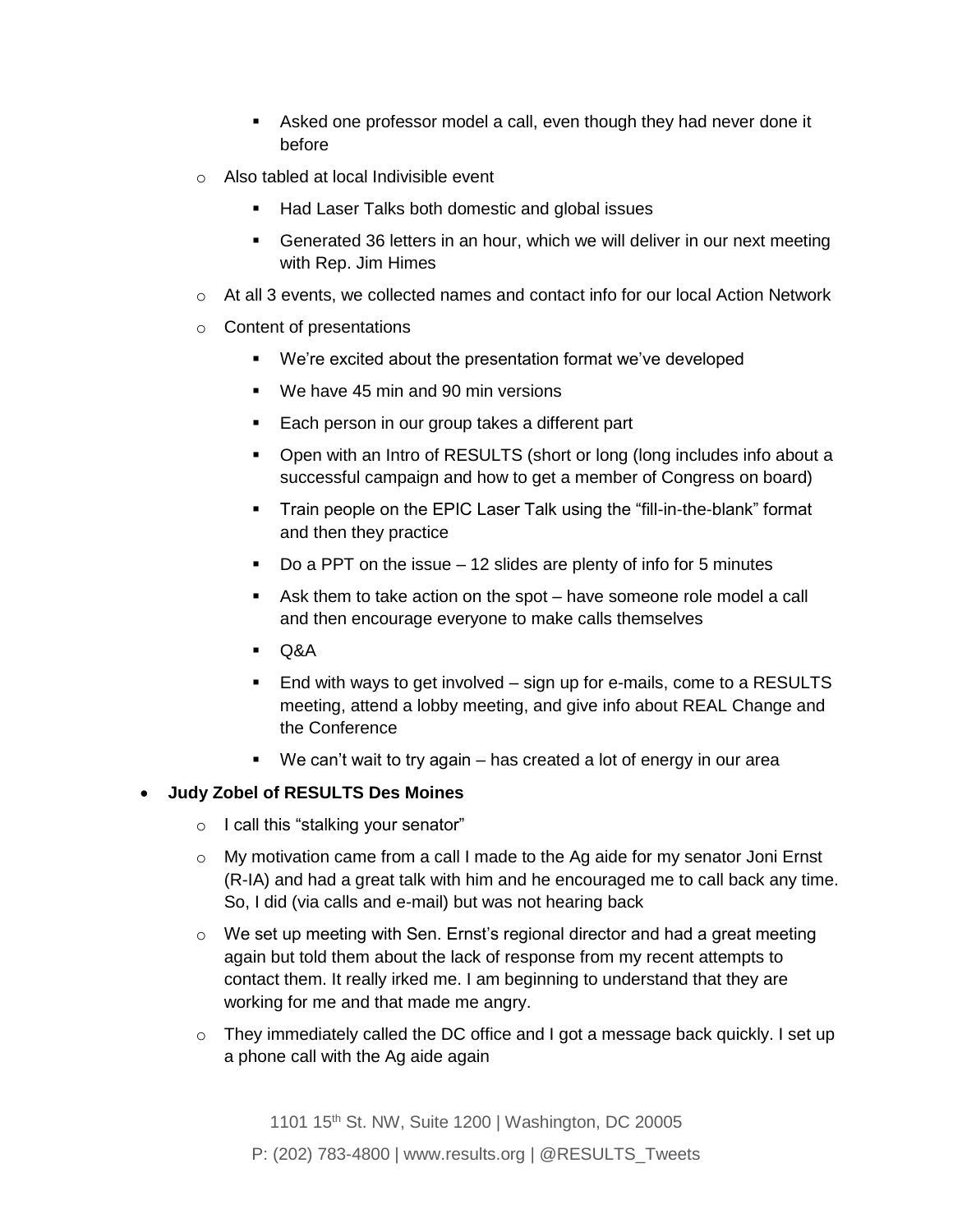- Asked one professor model a call, even though they had never done it before
    - Also tabled at local Indivisible event
        - Had Laser Talks both domestic and global issues
        - Generated 36 letters in an hour, which we will deliver in our next meeting with Rep. Jim Himes
    - At all 3 events, we collected names and contact info for our local Action Network
    - Content of presentations
        - We're excited about the presentation format we've developed
        - We have 45 min and 90 min versions
        - Each person in our group takes a different part
        - Open with an Intro of RESULTS (short or long (long includes info about a successful campaign and how to get a member of Congress on board)
        - Train people on the EPIC Laser Talk using the "fill-in-the-blank" format and then they practice
        - Do a PPT on the issue – 12 slides are plenty of info for 5 minutes
        - Ask them to take action on the spot – have someone role model a call and then encourage everyone to make calls themselves
        - Q&A
        - End with ways to get involved – sign up for e-mails, come to a RESULTS meeting, attend a lobby meeting, and give info about REAL Change and the Conference
        - We can't wait to try again – has created a lot of energy in our area

- **Judy Zobel of RESULTS Des Moines**
    - I call this "stalking your senator"
    - My motivation came from a call I made to the Ag aide for my senator Joni Ernst (R-IA) and had a great talk with him and he encouraged me to call back any time. So, I did (via calls and e-mail) but was not hearing back
    - We set up meeting with Sen. Ernst's regional director and had a great meeting again but told them about the lack of response from my recent attempts to contact them. It really irked me. I am beginning to understand that they are working for me and that made me angry.
    - They immediately called the DC office and I got a message back quickly. I set up a phone call with the Ag aide again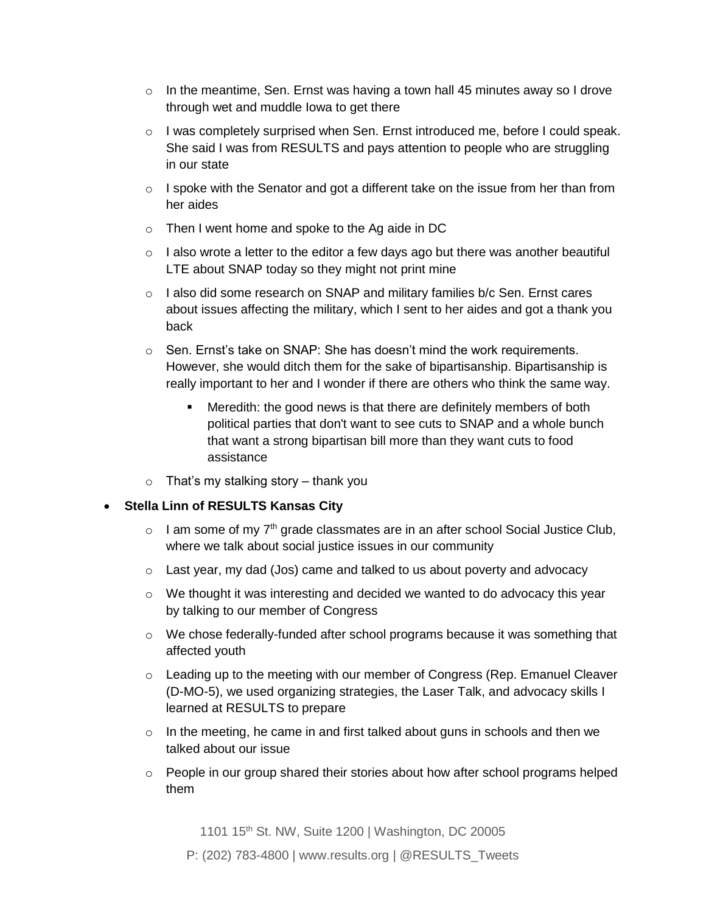- In the meantime, Sen. Ernst was having a town hall 45 minutes away so I drove through wet and muddle Iowa to get there
    - I was completely surprised when Sen. Ernst introduced me, before I could speak. She said I was from RESULTS and pays attention to people who are struggling in our state
    - I spoke with the Senator and got a different take on the issue from her than from her aides
    - Then I went home and spoke to the Ag aide in DC
    - I also wrote a letter to the editor a few days ago but there was another beautiful LTE about SNAP today so they might not print mine
    - I also did some research on SNAP and military families b/c Sen. Ernst cares about issues affecting the military, which I sent to her aides and got a thank you back
    - Sen. Ernst's take on SNAP: She has doesn't mind the work requirements. However, she would ditch them for the sake of bipartisanship. Bipartisanship is really important to her and I wonder if there are others who think the same way.
        - Meredith: the good news is that there are definitely members of both political parties that don't want to see cuts to SNAP and a whole bunch that want a strong bipartisan bill more than they want cuts to food assistance
    - That's my stalking story – thank you
- **Stella Linn of RESULTS Kansas City**
    - I am some of my 7th grade classmates are in an after school Social Justice Club, where we talk about social justice issues in our community
    - Last year, my dad (Jos) came and talked to us about poverty and advocacy
    - We thought it was interesting and decided we wanted to do advocacy this year by talking to our member of Congress
    - We chose federally-funded after school programs because it was something that affected youth
    - Leading up to the meeting with our member of Congress (Rep. Emanuel Cleaver (D-MO-5), we used organizing strategies, the Laser Talk, and advocacy skills I learned at RESULTS to prepare
    - In the meeting, he came in and first talked about guns in schools and then we talked about our issue
    - People in our group shared their stories about how after school programs helped them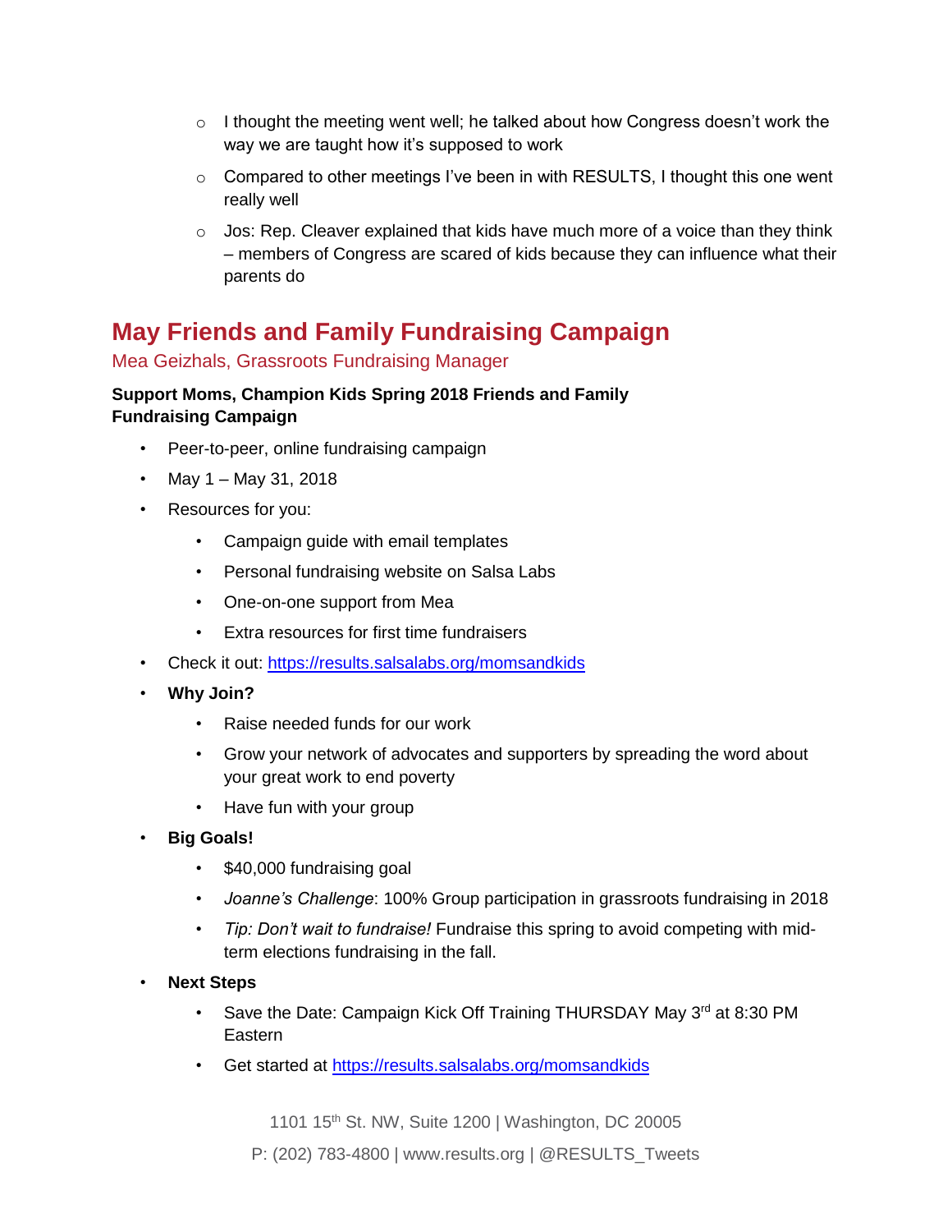- I thought the meeting went well; he talked about how Congress doesn't work the way we are taught how it's supposed to work
  - Compared to other meetings I've been in with RESULTS, I thought this one went really well
  - Jos: Rep. Cleaver explained that kids have much more of a voice than they think – members of Congress are scared of kids because they can influence what their parents do

## May Friends and Family Fundraising Campaign

Mea Geizhals, Grassroots Fundraising Manager

**Support Moms, Champion Kids Spring 2018 Friends and Family Fundraising Campaign**

- Peer-to-peer, online fundraising campaign
- May 1 – May 31, 2018
- Resources for you:
  - Campaign guide with email templates
  - Personal fundraising website on Salsa Labs
  - One-on-one support from Mea
  - Extra resources for first time fundraisers
- Check it out: https://results.salsalabs.org/momsandkids
- **Why Join?**
  - Raise needed funds for our work
  - Grow your network of advocates and supporters by spreading the word about your great work to end poverty
  - Have fun with your group
- **Big Goals!**
  - $40,000 fundraising goal
  - *Joanne's Challenge*: 100% Group participation in grassroots fundraising in 2018
  - *Tip: Don't wait to fundraise!* Fundraise this spring to avoid competing with mid-term elections fundraising in the fall.
- **Next Steps**
  - Save the Date: Campaign Kick Off Training THURSDAY May 3rd at 8:30 PM Eastern
  - Get started at https://results.salsalabs.org/momsandkids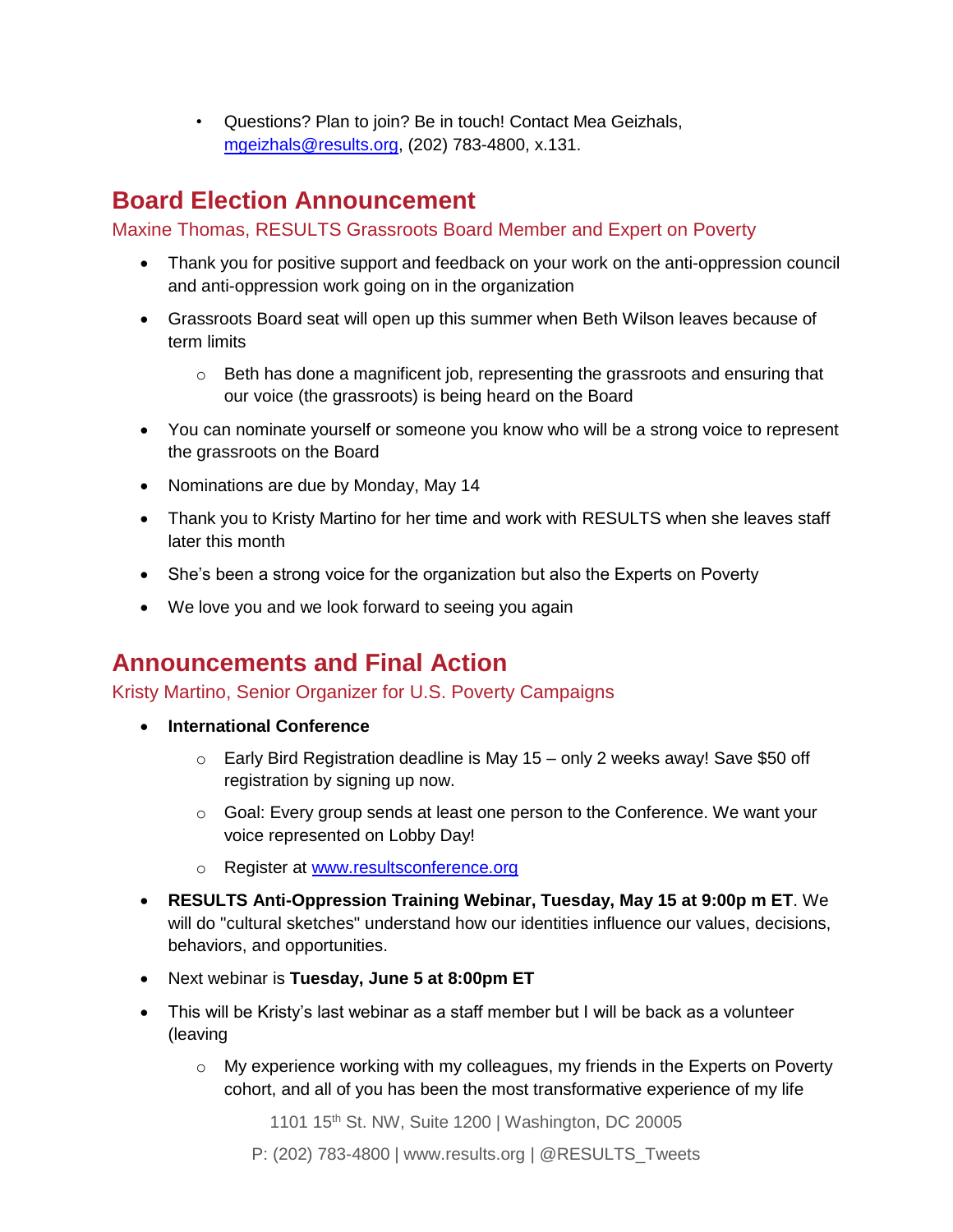- Questions? Plan to join? Be in touch! Contact Mea Geizhals, [mgeizhals@results.org](mailto:mgeizhals@results.org), (202) 783-4800, x.131.

## Board Election Announcement

Maxine Thomas, RESULTS Grassroots Board Member and Expert on Poverty

- Thank you for positive support and feedback on your work on the anti-oppression council and anti-oppression work going on in the organization
- Grassroots Board seat will open up this summer when Beth Wilson leaves because of term limits
  - Beth has done a magnificent job, representing the grassroots and ensuring that our voice (the grassroots) is being heard on the Board
- You can nominate yourself or someone you know who will be a strong voice to represent the grassroots on the Board
- Nominations are due by Monday, May 14
- Thank you to Kristy Martino for her time and work with RESULTS when she leaves staff later this month
- She's been a strong voice for the organization but also the Experts on Poverty
- We love you and we look forward to seeing you again

## Announcements and Final Action

Kristy Martino, Senior Organizer for U.S. Poverty Campaigns

- **International Conference**
  - Early Bird Registration deadline is May 15 – only 2 weeks away! Save $50 off registration by signing up now.
  - Goal: Every group sends at least one person to the Conference. We want your voice represented on Lobby Day!
  - Register at [www.resultsconference.org](http://www.resultsconference.org)
- **RESULTS Anti-Oppression Training Webinar, Tuesday, May 15 at 9:00p m ET**. We will do "cultural sketches" understand how our identities influence our values, decisions, behaviors, and opportunities.
- Next webinar is **Tuesday, June 5 at 8:00pm ET**
- This will be Kristy's last webinar as a staff member but I will be back as a volunteer (leaving
  - My experience working with my colleagues, my friends in the Experts on Poverty cohort, and all of you has been the most transformative experience of my life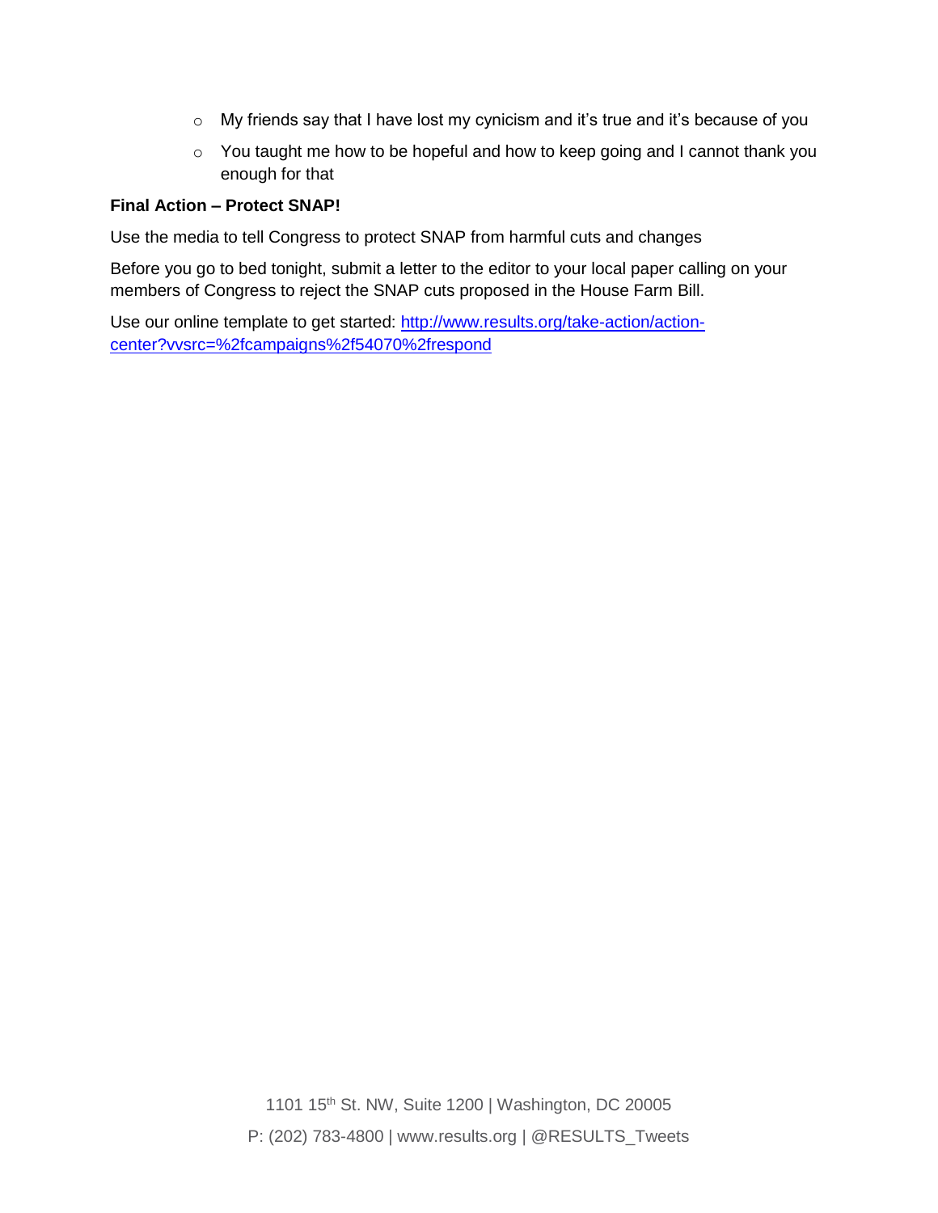- My friends say that I have lost my cynicism and it's true and it's because of you
- You taught me how to be hopeful and how to keep going and I cannot thank you enough for that

**Final Action – Protect SNAP!**

Use the media to tell Congress to protect SNAP from harmful cuts and changes

Before you go to bed tonight, submit a letter to the editor to your local paper calling on your members of Congress to reject the SNAP cuts proposed in the House Farm Bill.

Use our online template to get started: [http://www.results.org/take-action/action-center?vvsrc=%2fcampaigns%2f54070%2frespond](http://www.results.org/take-action/action-center?vvsrc=%2fcampaigns%2f54070%2frespond)